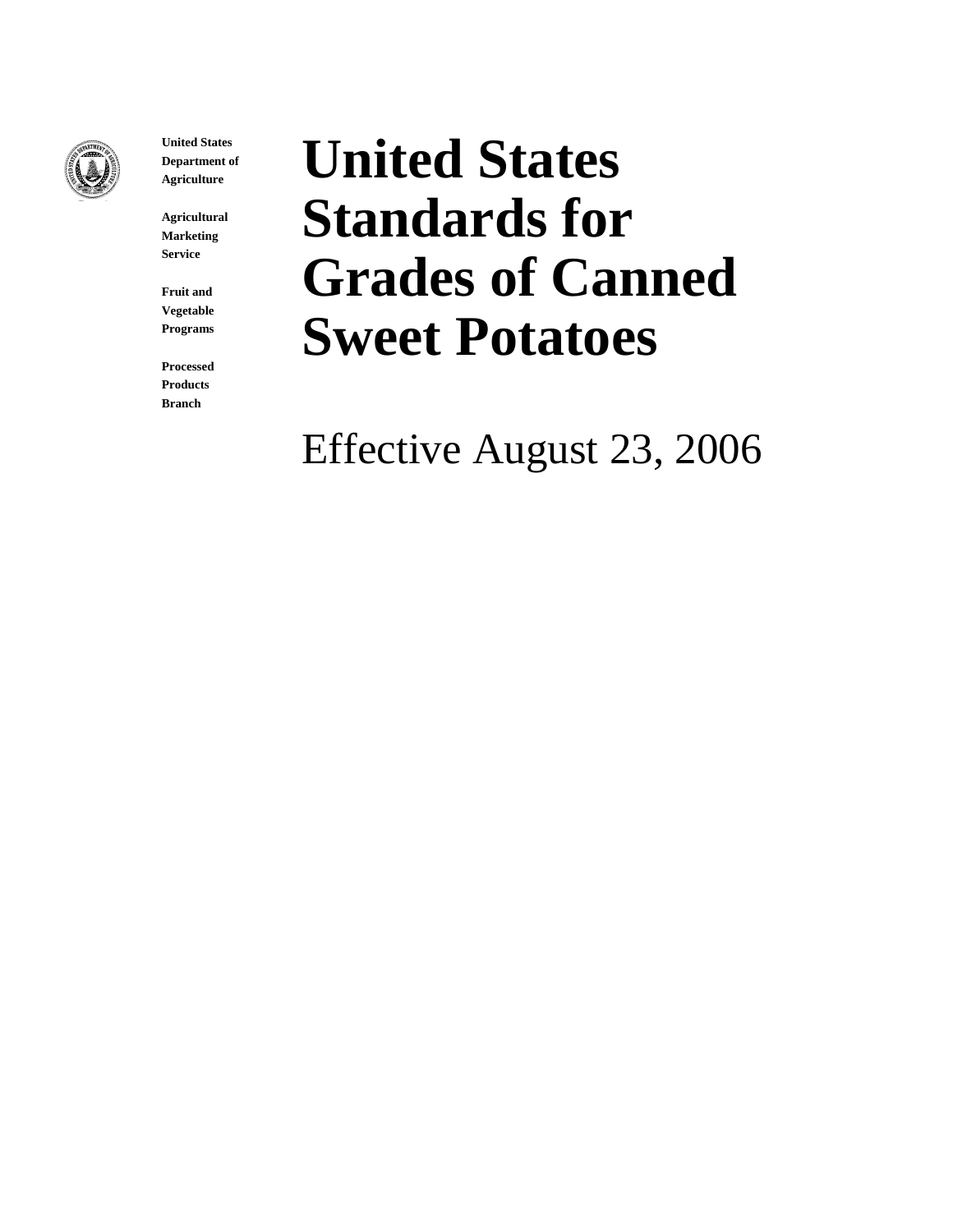**United States Department of Agriculture**

**Agricultural Marketing Service**

**Fruit and Vegetable Programs**

**Processed Products Branch**

# United States Standards for Grades of Canned Sweet Potatoes

Effective August 23, 2006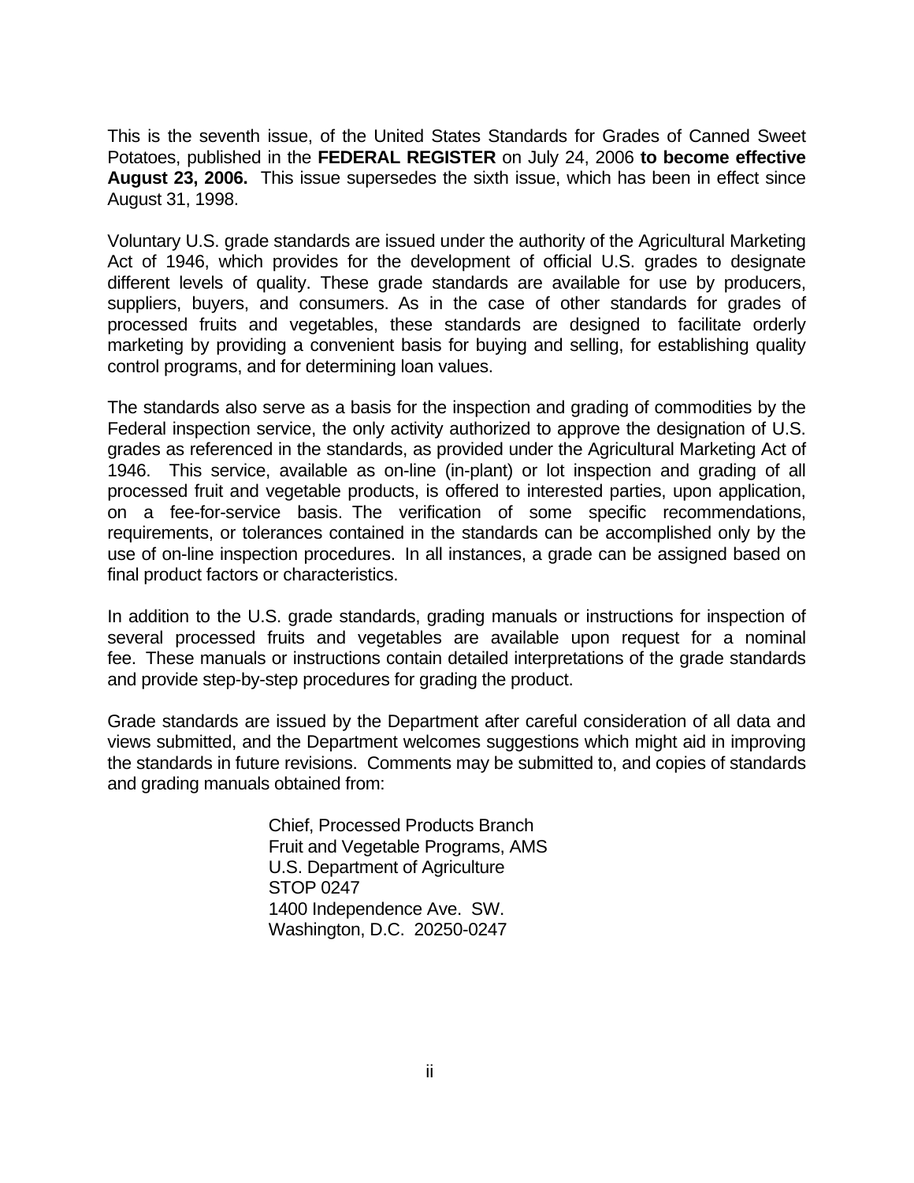This is the seventh issue, of the United States Standards for Grades of Canned Sweet Potatoes, published in the **FEDERAL REGISTER** on July 24, 2006 **to become effective August 23, 2006.** This issue supersedes the sixth issue, which has been in effect since August 31, 1998.

Voluntary U.S. grade standards are issued under the authority of the Agricultural Marketing Act of 1946, which provides for the development of official U.S. grades to designate different levels of quality. These grade standards are available for use by producers, suppliers, buyers, and consumers. As in the case of other standards for grades of processed fruits and vegetables, these standards are designed to facilitate orderly marketing by providing a convenient basis for buying and selling, for establishing quality control programs, and for determining loan values.

The standards also serve as a basis for the inspection and grading of commodities by the Federal inspection service, the only activity authorized to approve the designation of U.S. grades as referenced in the standards, as provided under the Agricultural Marketing Act of 1946. This service, available as on-line (in-plant) or lot inspection and grading of all processed fruit and vegetable products, is offered to interested parties, upon application, on a fee-for-service basis. The verification of some specific recommendations, requirements, or tolerances contained in the standards can be accomplished only by the use of on-line inspection procedures. In all instances, a grade can be assigned based on final product factors or characteristics.

In addition to the U.S. grade standards, grading manuals or instructions for inspection of several processed fruits and vegetables are available upon request for a nominal fee. These manuals or instructions contain detailed interpretations of the grade standards and provide step-by-step procedures for grading the product.

Grade standards are issued by the Department after careful consideration of all data and views submitted, and the Department welcomes suggestions which might aid in improving the standards in future revisions. Comments may be submitted to, and copies of standards and grading manuals obtained from:

Chief, Processed Products Branch
Fruit and Vegetable Programs, AMS
U.S. Department of Agriculture
STOP 0247
1400 Independence Ave. SW.
Washington, D.C. 20250-0247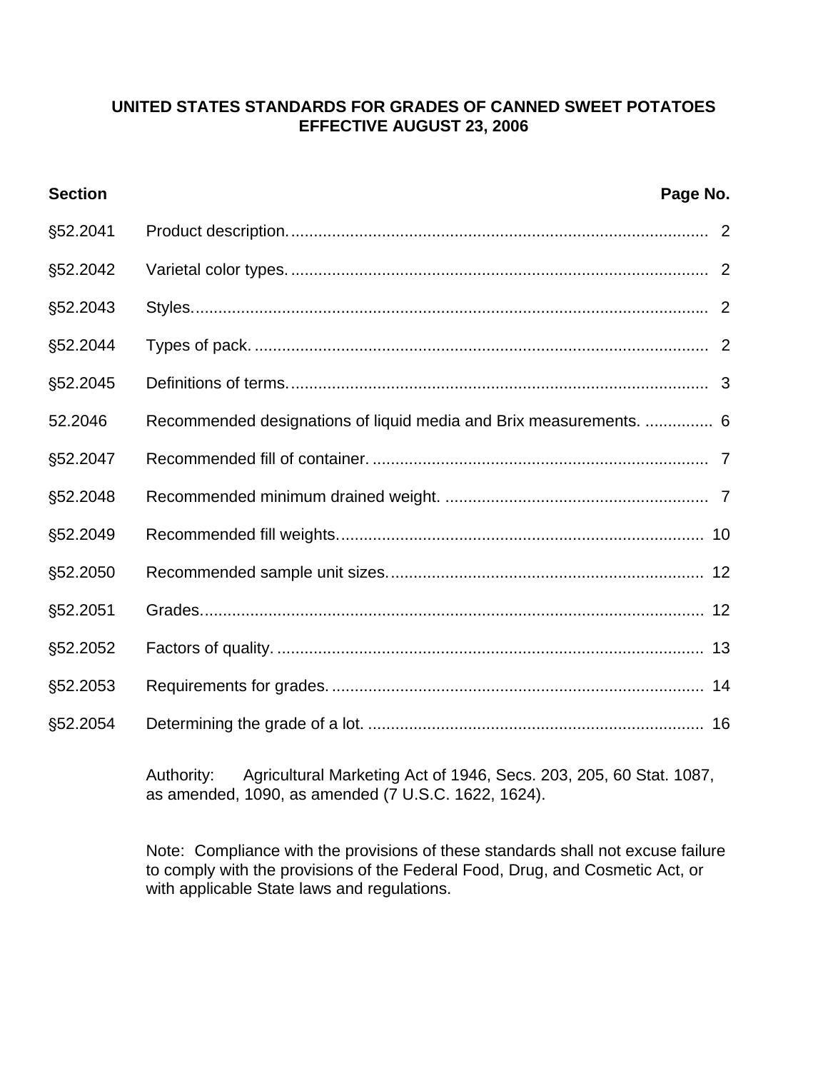# UNITED STATES STANDARDS FOR GRADES OF CANNED SWEET POTATOES
## EFFECTIVE AUGUST 23, 2006

| Section | | Page No. |
|---|---|---|
| §52.2041 | Product description. | 2 |
| §52.2042 | Varietal color types. | 2 |
| §52.2043 | Styles. | 2 |
| §52.2044 | Types of pack. | 2 |
| §52.2045 | Definitions of terms. | 3 |
| 52.2046 | Recommended designations of liquid media and Brix measurements. | 6 |
| §52.2047 | Recommended fill of container. | 7 |
| §52.2048 | Recommended minimum drained weight. | 7 |
| §52.2049 | Recommended fill weights. | 10 |
| §52.2050 | Recommended sample unit sizes. | 12 |
| §52.2051 | Grades. | 12 |
| §52.2052 | Factors of quality. | 13 |
| §52.2053 | Requirements for grades. | 14 |
| §52.2054 | Determining the grade of a lot. | 16 |

Authority: Agricultural Marketing Act of 1946, Secs. 203, 205, 60 Stat. 1087, as amended, 1090, as amended (7 U.S.C. 1622, 1624).

Note: Compliance with the provisions of these standards shall not excuse failure to comply with the provisions of the Federal Food, Drug, and Cosmetic Act, or with applicable State laws and regulations.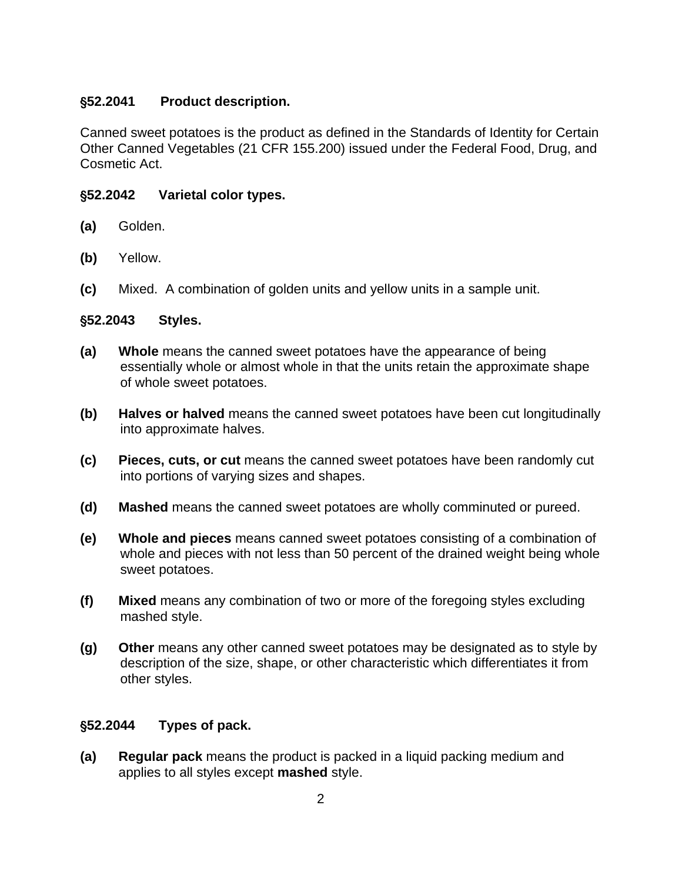### §52.2041 Product description.

Canned sweet potatoes is the product as defined in the Standards of Identity for Certain Other Canned Vegetables (21 CFR 155.200) issued under the Federal Food, Drug, and Cosmetic Act.

### §52.2042 Varietal color types.

**(a)** Golden.

**(b)** Yellow.

**(c)** Mixed. A combination of golden units and yellow units in a sample unit.

### §52.2043 Styles.

**(a)** **Whole** means the canned sweet potatoes have the appearance of being essentially whole or almost whole in that the units retain the approximate shape of whole sweet potatoes.

**(b)** **Halves or halved** means the canned sweet potatoes have been cut longitudinally into approximate halves.

**(c)** **Pieces, cuts, or cut** means the canned sweet potatoes have been randomly cut into portions of varying sizes and shapes.

**(d)** **Mashed** means the canned sweet potatoes are wholly comminuted or pureed.

**(e)** **Whole and pieces** means canned sweet potatoes consisting of a combination of whole and pieces with not less than 50 percent of the drained weight being whole sweet potatoes.

**(f)** **Mixed** means any combination of two or more of the foregoing styles excluding mashed style.

**(g)** **Other** means any other canned sweet potatoes may be designated as to style by description of the size, shape, or other characteristic which differentiates it from other styles.

### §52.2044 Types of pack.

**(a)** **Regular pack** means the product is packed in a liquid packing medium and applies to all styles except **mashed** style.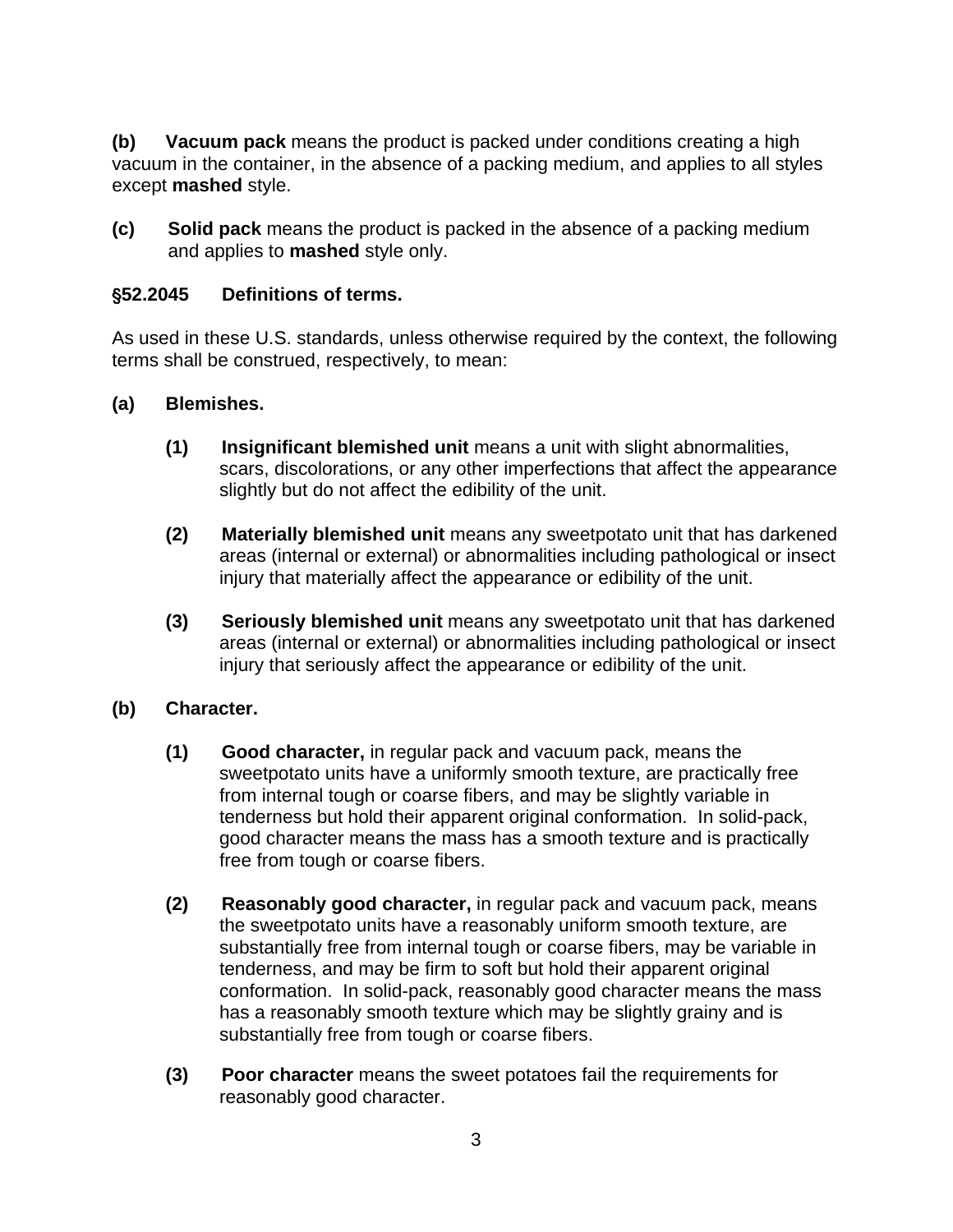**(b) Vacuum pack** means the product is packed under conditions creating a high vacuum in the container, in the absence of a packing medium, and applies to all styles except **mashed** style.

**(c) Solid pack** means the product is packed in the absence of a packing medium and applies to **mashed** style only.

### §52.2045 Definitions of terms.

As used in these U.S. standards, unless otherwise required by the context, the following terms shall be construed, respectively, to mean:

**(a) Blemishes.**

- **(1) Insignificant blemished unit** means a unit with slight abnormalities, scars, discolorations, or any other imperfections that affect the appearance slightly but do not affect the edibility of the unit.

- **(2) Materially blemished unit** means any sweetpotato unit that has darkened areas (internal or external) or abnormalities including pathological or insect injury that materially affect the appearance or edibility of the unit.

- **(3) Seriously blemished unit** means any sweetpotato unit that has darkened areas (internal or external) or abnormalities including pathological or insect injury that seriously affect the appearance or edibility of the unit.

**(b) Character.**

- **(1) Good character,** in regular pack and vacuum pack, means the sweetpotato units have a uniformly smooth texture, are practically free from internal tough or coarse fibers, and may be slightly variable in tenderness but hold their apparent original conformation. In solid-pack, good character means the mass has a smooth texture and is practically free from tough or coarse fibers.

- **(2) Reasonably good character,** in regular pack and vacuum pack, means the sweetpotato units have a reasonably uniform smooth texture, are substantially free from internal tough or coarse fibers, may be variable in tenderness, and may be firm to soft but hold their apparent original conformation. In solid-pack, reasonably good character means the mass has a reasonably smooth texture which may be slightly grainy and is substantially free from tough or coarse fibers.

- **(3) Poor character** means the sweet potatoes fail the requirements for reasonably good character.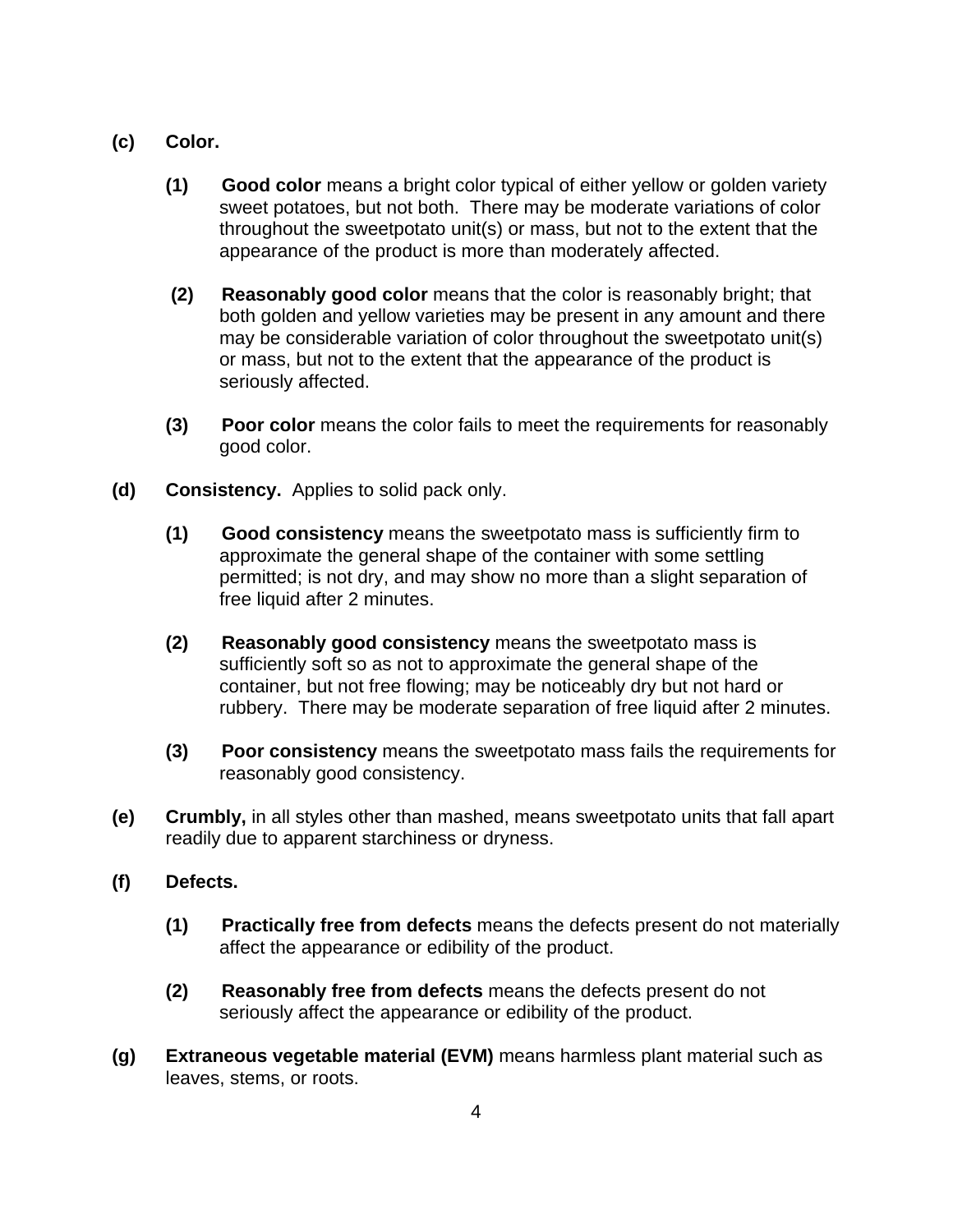**(c) Color.**

**(1) Good color** means a bright color typical of either yellow or golden variety sweet potatoes, but not both. There may be moderate variations of color throughout the sweetpotato unit(s) or mass, but not to the extent that the appearance of the product is more than moderately affected.

**(2) Reasonably good color** means that the color is reasonably bright; that both golden and yellow varieties may be present in any amount and there may be considerable variation of color throughout the sweetpotato unit(s) or mass, but not to the extent that the appearance of the product is seriously affected.

**(3) Poor color** means the color fails to meet the requirements for reasonably good color.

**(d) Consistency.** Applies to solid pack only.

**(1) Good consistency** means the sweetpotato mass is sufficiently firm to approximate the general shape of the container with some settling permitted; is not dry, and may show no more than a slight separation of free liquid after 2 minutes.

**(2) Reasonably good consistency** means the sweetpotato mass is sufficiently soft so as not to approximate the general shape of the container, but not free flowing; may be noticeably dry but not hard or rubbery. There may be moderate separation of free liquid after 2 minutes.

**(3) Poor consistency** means the sweetpotato mass fails the requirements for reasonably good consistency.

**(e) Crumbly,** in all styles other than mashed, means sweetpotato units that fall apart readily due to apparent starchiness or dryness.

**(f) Defects.**

**(1) Practically free from defects** means the defects present do not materially affect the appearance or edibility of the product.

**(2) Reasonably free from defects** means the defects present do not seriously affect the appearance or edibility of the product.

**(g) Extraneous vegetable material (EVM)** means harmless plant material such as leaves, stems, or roots.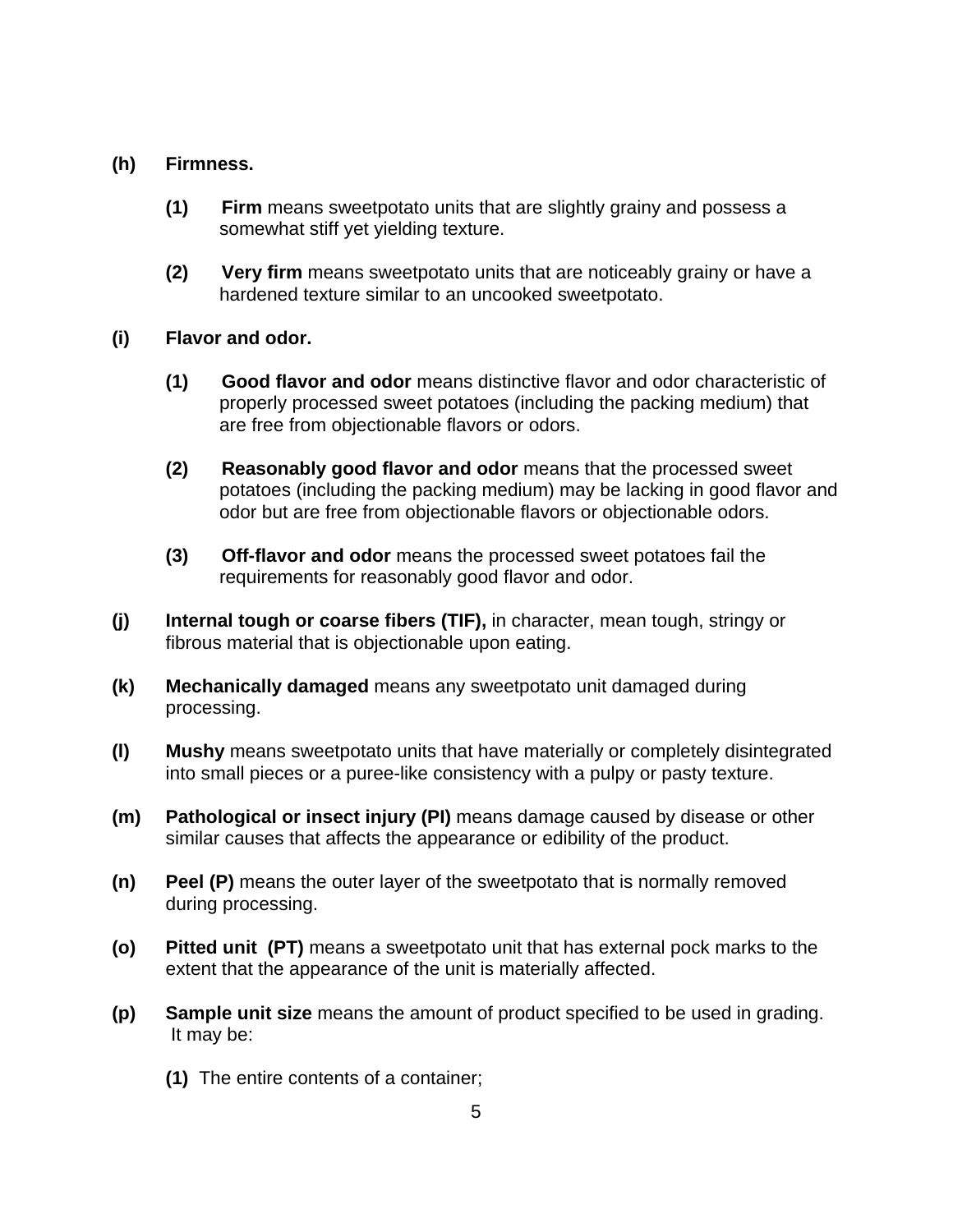**(h) Firmness.**

**(1) Firm** means sweetpotato units that are slightly grainy and possess a somewhat stiff yet yielding texture.

**(2) Very firm** means sweetpotato units that are noticeably grainy or have a hardened texture similar to an uncooked sweetpotato.

**(i) Flavor and odor.**

**(1) Good flavor and odor** means distinctive flavor and odor characteristic of properly processed sweet potatoes (including the packing medium) that are free from objectionable flavors or odors.

**(2) Reasonably good flavor and odor** means that the processed sweet potatoes (including the packing medium) may be lacking in good flavor and odor but are free from objectionable flavors or objectionable odors.

**(3) Off-flavor and odor** means the processed sweet potatoes fail the requirements for reasonably good flavor and odor.

**(j) Internal tough or coarse fibers (TIF),** in character, mean tough, stringy or fibrous material that is objectionable upon eating.

**(k) Mechanically damaged** means any sweetpotato unit damaged during processing.

**(l) Mushy** means sweetpotato units that have materially or completely disintegrated into small pieces or a puree-like consistency with a pulpy or pasty texture.

**(m) Pathological or insect injury (PI)** means damage caused by disease or other similar causes that affects the appearance or edibility of the product.

**(n) Peel (P)** means the outer layer of the sweetpotato that is normally removed during processing.

**(o) Pitted unit (PT)** means a sweetpotato unit that has external pock marks to the extent that the appearance of the unit is materially affected.

**(p) Sample unit size** means the amount of product specified to be used in grading. It may be:

**(1)** The entire contents of a container;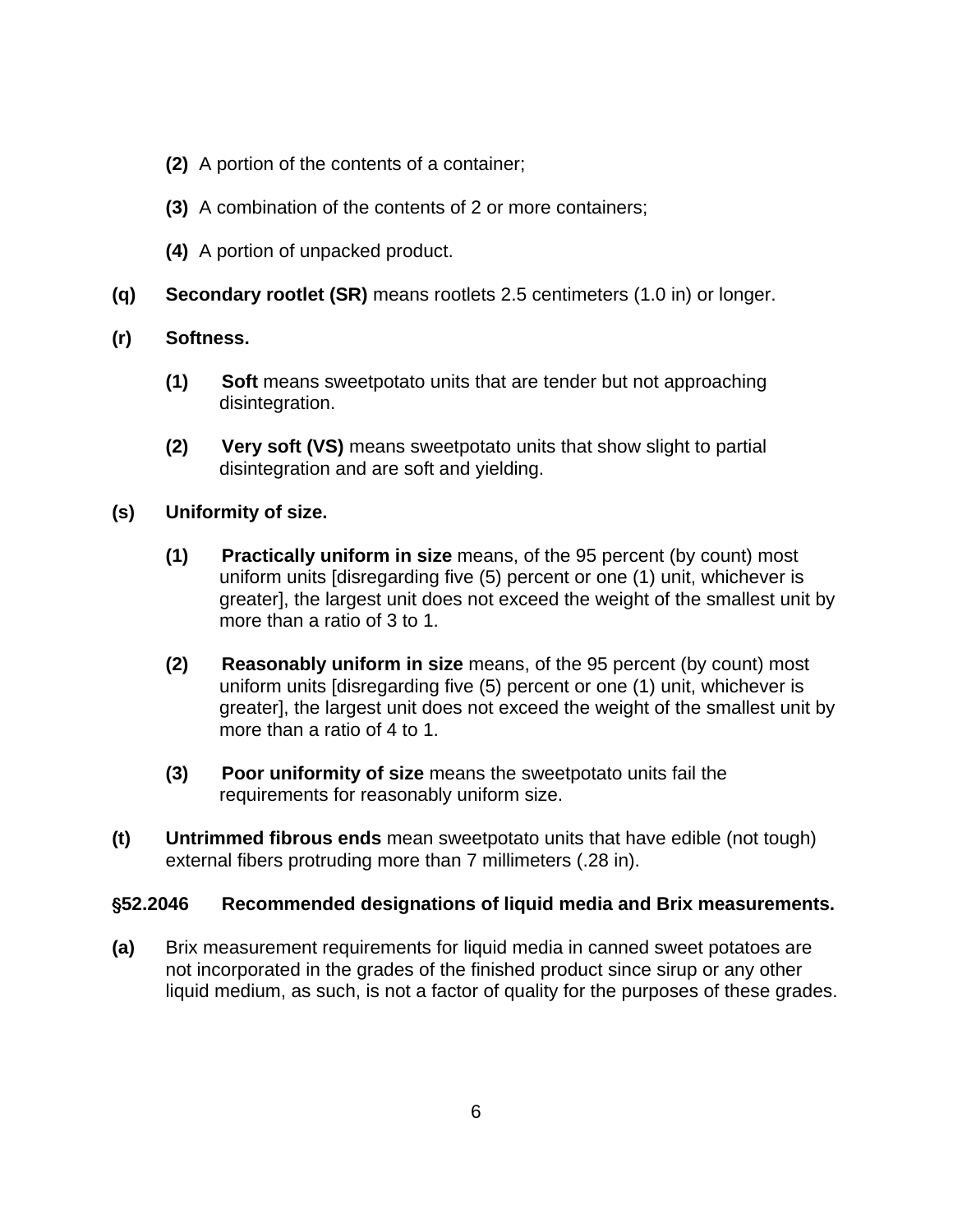**(2)** A portion of the contents of a container;

**(3)** A combination of the contents of 2 or more containers;

**(4)** A portion of unpacked product.

**(q)** **Secondary rootlet (SR)** means rootlets 2.5 centimeters (1.0 in) or longer.

**(r)** **Softness.**

**(1)** **Soft** means sweetpotato units that are tender but not approaching disintegration.

**(2)** **Very soft (VS)** means sweetpotato units that show slight to partial disintegration and are soft and yielding.

**(s)** **Uniformity of size.**

**(1)** **Practically uniform in size** means, of the 95 percent (by count) most uniform units [disregarding five (5) percent or one (1) unit, whichever is greater], the largest unit does not exceed the weight of the smallest unit by more than a ratio of 3 to 1.

**(2)** **Reasonably uniform in size** means, of the 95 percent (by count) most uniform units [disregarding five (5) percent or one (1) unit, whichever is greater], the largest unit does not exceed the weight of the smallest unit by more than a ratio of 4 to 1.

**(3)** **Poor uniformity of size** means the sweetpotato units fail the requirements for reasonably uniform size.

**(t)** **Untrimmed fibrous ends** mean sweetpotato units that have edible (not tough) external fibers protruding more than 7 millimeters (.28 in).

### §52.2046 Recommended designations of liquid media and Brix measurements.

**(a)** Brix measurement requirements for liquid media in canned sweet potatoes are not incorporated in the grades of the finished product since sirup or any other liquid medium, as such, is not a factor of quality for the purposes of these grades.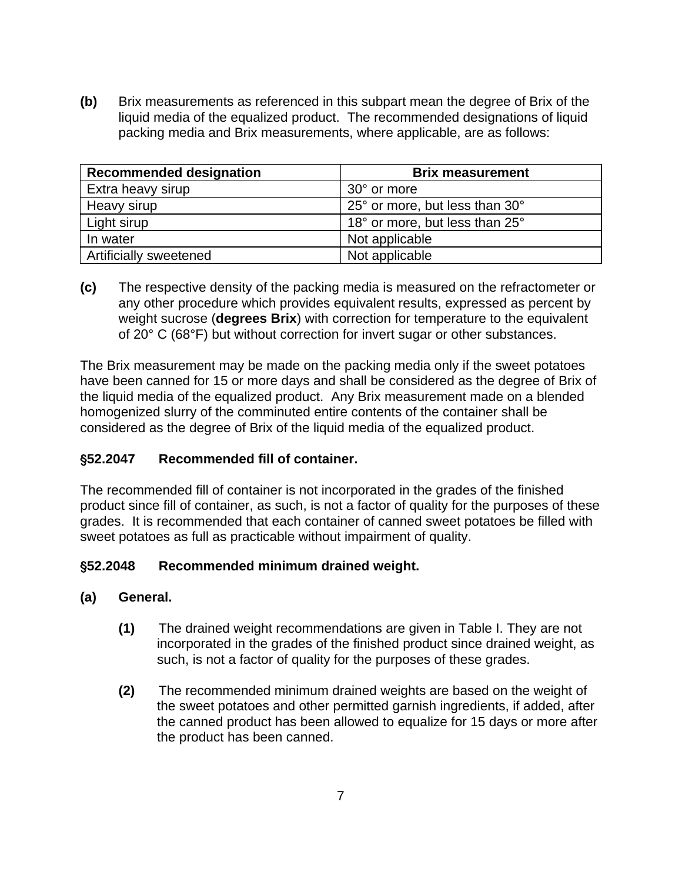**(b)** Brix measurements as referenced in this subpart mean the degree of Brix of the liquid media of the equalized product. The recommended designations of liquid packing media and Brix measurements, where applicable, are as follows:

| Recommended designation | Brix measurement |
|---|---|
| Extra heavy sirup | 30° or more |
| Heavy sirup | 25° or more, but less than 30° |
| Light sirup | 18° or more, but less than 25° |
| In water | Not applicable |
| Artificially sweetened | Not applicable |

**(c)** The respective density of the packing media is measured on the refractometer or any other procedure which provides equivalent results, expressed as percent by weight sucrose (**degrees Brix**) with correction for temperature to the equivalent of 20° C (68°F) but without correction for invert sugar or other substances.

The Brix measurement may be made on the packing media only if the sweet potatoes have been canned for 15 or more days and shall be considered as the degree of Brix of the liquid media of the equalized product. Any Brix measurement made on a blended homogenized slurry of the comminuted entire contents of the container shall be considered as the degree of Brix of the liquid media of the equalized product.

### §52.2047 Recommended fill of container.

The recommended fill of container is not incorporated in the grades of the finished product since fill of container, as such, is not a factor of quality for the purposes of these grades. It is recommended that each container of canned sweet potatoes be filled with sweet potatoes as full as practicable without impairment of quality.

### §52.2048 Recommended minimum drained weight.

**(a) General.**

**(1)** The drained weight recommendations are given in Table I. They are not incorporated in the grades of the finished product since drained weight, as such, is not a factor of quality for the purposes of these grades.

**(2)** The recommended minimum drained weights are based on the weight of the sweet potatoes and other permitted garnish ingredients, if added, after the canned product has been allowed to equalize for 15 days or more after the product has been canned.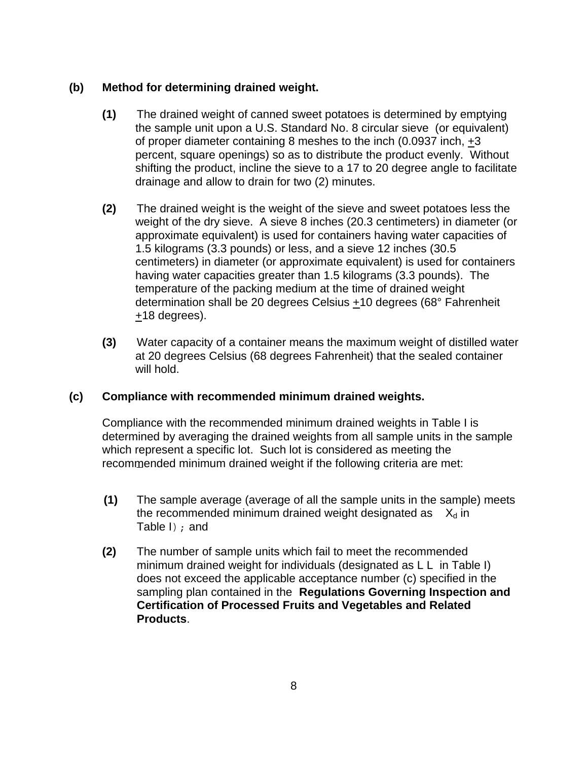**(b) Method for determining drained weight.**

**(1)** The drained weight of canned sweet potatoes is determined by emptying the sample unit upon a U.S. Standard No. 8 circular sieve (or equivalent) of proper diameter containing 8 meshes to the inch (0.0937 inch, ±3 percent, square openings) so as to distribute the product evenly. Without shifting the product, incline the sieve to a 17 to 20 degree angle to facilitate drainage and allow to drain for two (2) minutes.

**(2)** The drained weight is the weight of the sieve and sweet potatoes less the weight of the dry sieve. A sieve 8 inches (20.3 centimeters) in diameter (or approximate equivalent) is used for containers having water capacities of 1.5 kilograms (3.3 pounds) or less, and a sieve 12 inches (30.5 centimeters) in diameter (or approximate equivalent) is used for containers having water capacities greater than 1.5 kilograms (3.3 pounds). The temperature of the packing medium at the time of drained weight determination shall be 20 degrees Celsius ±10 degrees (68° Fahrenheit ±18 degrees).

**(3)** Water capacity of a container means the maximum weight of distilled water at 20 degrees Celsius (68 degrees Fahrenheit) that the sealed container will hold.

**(c) Compliance with recommended minimum drained weights.**

Compliance with the recommended minimum drained weights in Table I is determined by averaging the drained weights from all sample units in the sample which represent a specific lot. Such lot is considered as meeting the recommended minimum drained weight if the following criteria are met:

**(1)** The sample average (average of all the sample units in the sample) meets the recommended minimum drained weight designated as $X_d$ in Table I); and

**(2)** The number of sample units which fail to meet the recommended minimum drained weight for individuals (designated as L L in Table I) does not exceed the applicable acceptance number (c) specified in the sampling plan contained in the **Regulations Governing Inspection and Certification of Processed Fruits and Vegetables and Related Products**.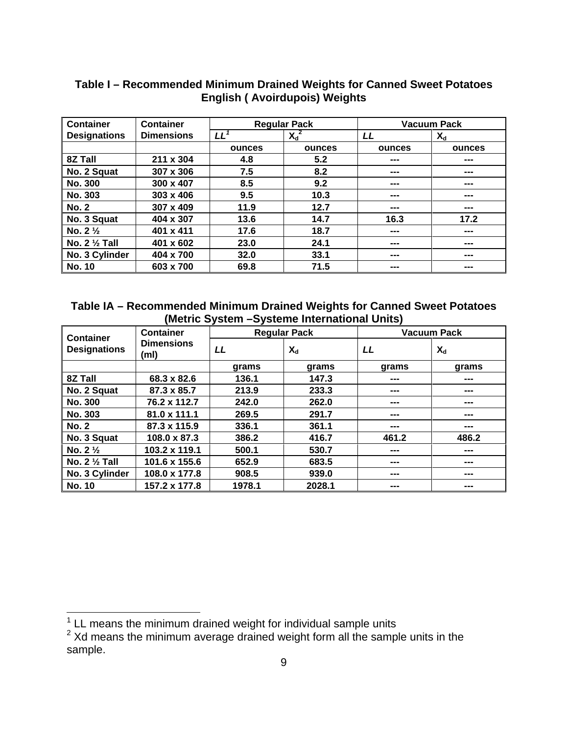### Table I – Recommended Minimum Drained Weights for Canned Sweet Potatoes English ( Avoirdupois) Weights

| Container Designations | Container Dimensions | Regular Pack | | Vacuum Pack | |
|---|---|---|---|---|---|
| | | *LL*[1] | $X_d$[2] | *LL* | $X_d$ |
| | | ounces | ounces | ounces | ounces |
| 8Z Tall | 211 x 304 | 4.8 | 5.2 | --- | --- |
| No. 2 Squat | 307 x 306 | 7.5 | 8.2 | --- | --- |
| No. 300 | 300 x 407 | 8.5 | 9.2 | --- | --- |
| No. 303 | 303 x 406 | 9.5 | 10.3 | --- | --- |
| No. 2 | 307 x 409 | 11.9 | 12.7 | --- | --- |
| No. 3 Squat | 404 x 307 | 13.6 | 14.7 | 16.3 | 17.2 |
| No. 2 ½ | 401 x 411 | 17.6 | 18.7 | --- | --- |
| No. 2 ½ Tall | 401 x 602 | 23.0 | 24.1 | --- | --- |
| No. 3 Cylinder | 404 x 700 | 32.0 | 33.1 | --- | --- |
| No. 10 | 603 x 700 | 69.8 | 71.5 | --- | --- |

### Table IA – Recommended Minimum Drained Weights for Canned Sweet Potatoes (Metric System –Systeme International Units)

| Container Designations | Container Dimensions (ml) | Regular Pack | | Vacuum Pack | |
|---|---|---|---|---|---|
| | | *LL* | $X_d$ | *LL* | $X_d$ |
| | | grams | grams | grams | grams |
| 8Z Tall | 68.3 x 82.6 | 136.1 | 147.3 | --- | --- |
| No. 2 Squat | 87.3 x 85.7 | 213.9 | 233.3 | --- | --- |
| No. 300 | 76.2 x 112.7 | 242.0 | 262.0 | --- | --- |
| No. 303 | 81.0 x 111.1 | 269.5 | 291.7 | --- | --- |
| No. 2 | 87.3 x 115.9 | 336.1 | 361.1 | --- | --- |
| No. 3 Squat | 108.0 x 87.3 | 386.2 | 416.7 | 461.2 | 486.2 |
| No. 2 ½ | 103.2 x 119.1 | 500.1 | 530.7 | --- | --- |
| No. 2 ½ Tall | 101.6 x 155.6 | 652.9 | 683.5 | --- | --- |
| No. 3 Cylinder | 108.0 x 177.8 | 908.5 | 939.0 | --- | --- |
| No. 10 | 157.2 x 177.8 | 1978.1 | 2028.1 | --- | --- |

[1] LL means the minimum drained weight for individual sample units

[2] Xd means the minimum average drained weight form all the sample units in the sample.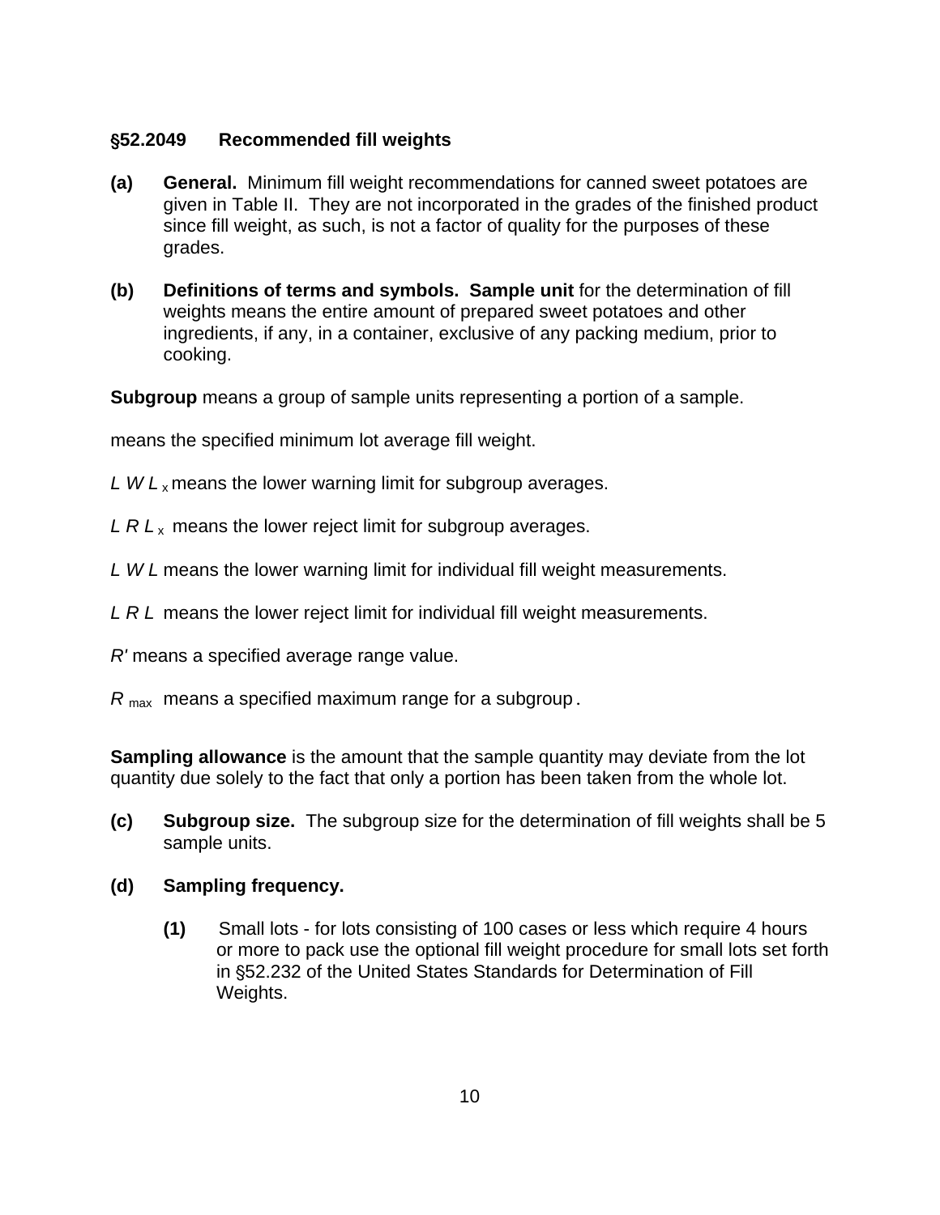### §52.2049 Recommended fill weights

**(a) General.** Minimum fill weight recommendations for canned sweet potatoes are given in Table II. They are not incorporated in the grades of the finished product since fill weight, as such, is not a factor of quality for the purposes of these grades.

**(b) Definitions of terms and symbols. Sample unit** for the determination of fill weights means the entire amount of prepared sweet potatoes and other ingredients, if any, in a container, exclusive of any packing medium, prior to cooking.

**Subgroup** means a group of sample units representing a portion of a sample.

means the specified minimum lot average fill weight.

$LWL_x$ means the lower warning limit for subgroup averages.

$LRL_x$ means the lower reject limit for subgroup averages.

$LWL$ means the lower warning limit for individual fill weight measurements.

$LRL$ means the lower reject limit for individual fill weight measurements.

$R'$ means a specified average range value.

$R_{max}$ means a specified maximum range for a subgroup.

**Sampling allowance** is the amount that the sample quantity may deviate from the lot quantity due solely to the fact that only a portion has been taken from the whole lot.

**(c) Subgroup size.** The subgroup size for the determination of fill weights shall be 5 sample units.

**(d) Sampling frequency.**

**(1)** Small lots - for lots consisting of 100 cases or less which require 4 hours or more to pack use the optional fill weight procedure for small lots set forth in §52.232 of the United States Standards for Determination of Fill Weights.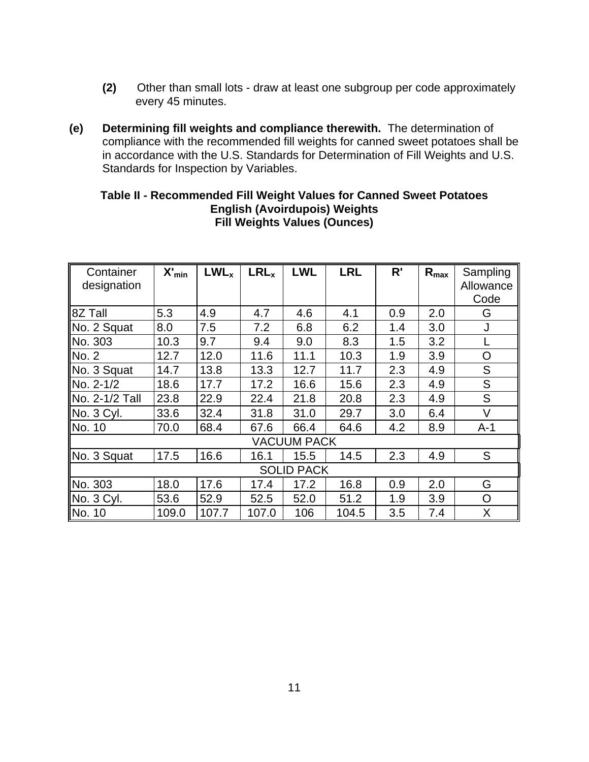**(2)** Other than small lots - draw at least one subgroup per code approximately every 45 minutes.

**(e)** **Determining fill weights and compliance therewith.** The determination of compliance with the recommended fill weights for canned sweet potatoes shall be in accordance with the U.S. Standards for Determination of Fill Weights and U.S. Standards for Inspection by Variables.

**Table II - Recommended Fill Weight Values for Canned Sweet Potatoes**
**English (Avoirdupois) Weights**
**Fill Weights Values (Ounces)**

| Container designation | $X'_{min}$ | $LWL_x$ | $LRL_x$ | LWL | LRL | R' | $R_{max}$ | Sampling Allowance Code |
|---|---|---|---|---|---|---|---|---|
| 8Z Tall | 5.3 | 4.9 | 4.7 | 4.6 | 4.1 | 0.9 | 2.0 | G |
| No. 2 Squat | 8.0 | 7.5 | 7.2 | 6.8 | 6.2 | 1.4 | 3.0 | J |
| No. 303 | 10.3 | 9.7 | 9.4 | 9.0 | 8.3 | 1.5 | 3.2 | L |
| No. 2 | 12.7 | 12.0 | 11.6 | 11.1 | 10.3 | 1.9 | 3.9 | O |
| No. 3 Squat | 14.7 | 13.8 | 13.3 | 12.7 | 11.7 | 2.3 | 4.9 | S |
| No. 2-1/2 | 18.6 | 17.7 | 17.2 | 16.6 | 15.6 | 2.3 | 4.9 | S |
| No. 2-1/2 Tall | 23.8 | 22.9 | 22.4 | 21.8 | 20.8 | 2.3 | 4.9 | S |
| No. 3 Cyl. | 33.6 | 32.4 | 31.8 | 31.0 | 29.7 | 3.0 | 6.4 | V |
| No. 10 | 70.0 | 68.4 | 67.6 | 66.4 | 64.6 | 4.2 | 8.9 | A-1 |
| VACUUM PACK | | | | | | | | |
| No. 3 Squat | 17.5 | 16.6 | 16.1 | 15.5 | 14.5 | 2.3 | 4.9 | S |
| SOLID PACK | | | | | | | | |
| No. 303 | 18.0 | 17.6 | 17.4 | 17.2 | 16.8 | 0.9 | 2.0 | G |
| No. 3 Cyl. | 53.6 | 52.9 | 52.5 | 52.0 | 51.2 | 1.9 | 3.9 | O |
| No. 10 | 109.0 | 107.7 | 107.0 | 106 | 104.5 | 3.5 | 7.4 | X |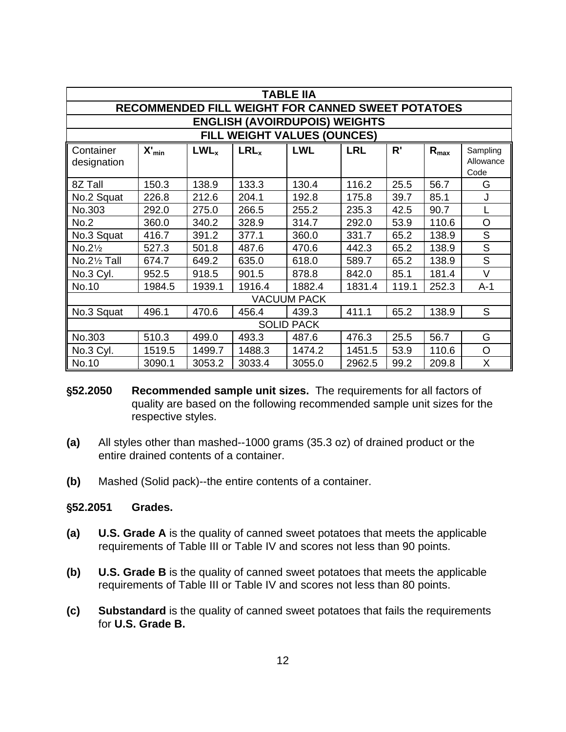| TABLE IIA | | | | | | | | |
|---|---|---|---|---|---|---|---|---|
| **RECOMMENDED FILL WEIGHT FOR CANNED SWEET POTATOES** | | | | | | | | |
| **ENGLISH (AVOIRDUPOIS) WEIGHTS** | | | | | | | | |
| **FILL WEIGHT VALUES (OUNCES)** | | | | | | | | |
| Container designation | $X'_{min}$ | $LWL_x$ | $LRL_x$ | **LWL** | **LRL** | **R'** | $R_{max}$ | Sampling Allowance Code |
| 8Z Tall | 150.3 | 138.9 | 133.3 | 130.4 | 116.2 | 25.5 | 56.7 | G |
| No.2 Squat | 226.8 | 212.6 | 204.1 | 192.8 | 175.8 | 39.7 | 85.1 | J |
| No.303 | 292.0 | 275.0 | 266.5 | 255.2 | 235.3 | 42.5 | 90.7 | L |
| No.2 | 360.0 | 340.2 | 328.9 | 314.7 | 292.0 | 53.9 | 110.6 | O |
| No.3 Squat | 416.7 | 391.2 | 377.1 | 360.0 | 331.7 | 65.2 | 138.9 | S |
| No.2½ | 527.3 | 501.8 | 487.6 | 470.6 | 442.3 | 65.2 | 138.9 | S |
| No.2½ Tall | 674.7 | 649.2 | 635.0 | 618.0 | 589.7 | 65.2 | 138.9 | S |
| No.3 Cyl. | 952.5 | 918.5 | 901.5 | 878.8 | 842.0 | 85.1 | 181.4 | V |
| No.10 | 1984.5 | 1939.1 | 1916.4 | 1882.4 | 1831.4 | 119.1 | 252.3 | A-1 |
| VACUUM PACK | | | | | | | | |
| No.3 Squat | 496.1 | 470.6 | 456.4 | 439.3 | 411.1 | 65.2 | 138.9 | S |
| SOLID PACK | | | | | | | | |
| No.303 | 510.3 | 499.0 | 493.3 | 487.6 | 476.3 | 25.5 | 56.7 | G |
| No.3 Cyl. | 1519.5 | 1499.7 | 1488.3 | 1474.2 | 1451.5 | 53.9 | 110.6 | O |
| No.10 | 3090.1 | 3053.2 | 3033.4 | 3055.0 | 2962.5 | 99.2 | 209.8 | X |

**§52.2050 Recommended sample unit sizes.** The requirements for all factors of quality are based on the following recommended sample unit sizes for the respective styles.

**(a)** All styles other than mashed--1000 grams (35.3 oz) of drained product or the entire drained contents of a container.

**(b)** Mashed (Solid pack)--the entire contents of a container.

**§52.2051 Grades.**

**(a)** **U.S. Grade A** is the quality of canned sweet potatoes that meets the applicable requirements of Table III or Table IV and scores not less than 90 points.

**(b)** **U.S. Grade B** is the quality of canned sweet potatoes that meets the applicable requirements of Table III or Table IV and scores not less than 80 points.

**(c)** **Substandard** is the quality of canned sweet potatoes that fails the requirements for **U.S. Grade B.**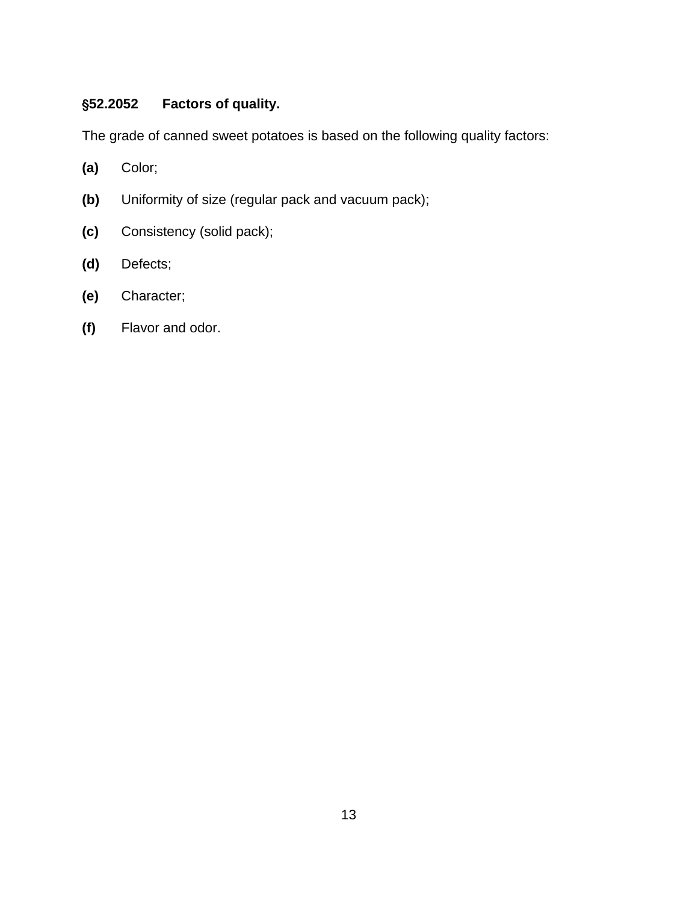### §52.2052 Factors of quality.

The grade of canned sweet potatoes is based on the following quality factors:

**(a)** Color;

**(b)** Uniformity of size (regular pack and vacuum pack);

**(c)** Consistency (solid pack);

**(d)** Defects;

**(e)** Character;

**(f)** Flavor and odor.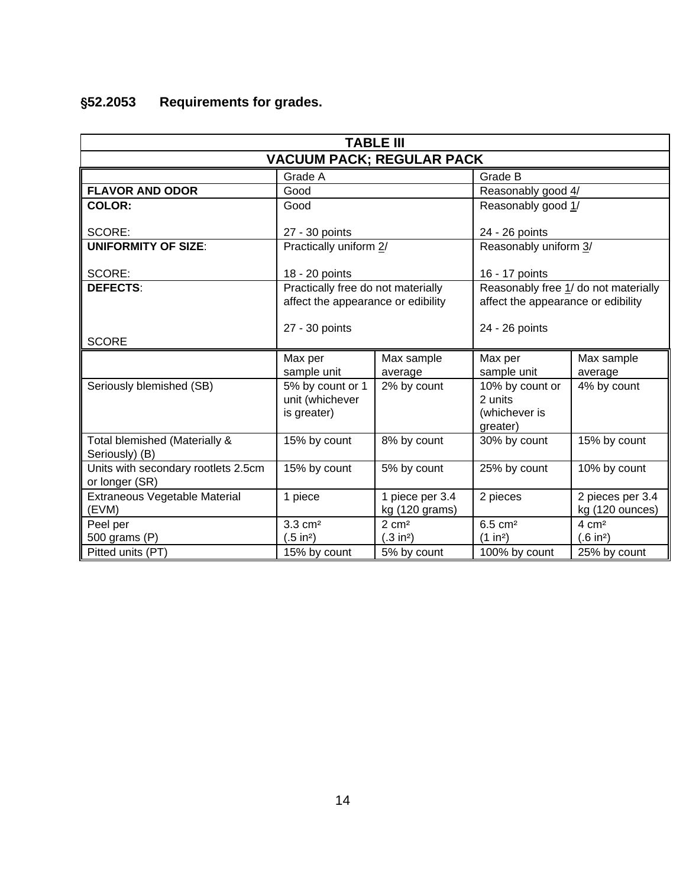## §52.2053 Requirements for grades.

| TABLE III | | | | |
|---|---|---|---|---|
| VACUUM PACK; REGULAR PACK | | | | |
| | Grade A | | Grade B | |
| **FLAVOR AND ODOR** | Good | | Reasonably good 4/ | |
| **COLOR:**<br><br>SCORE: | Good<br><br>27 - 30 points | | Reasonably good 1/<br><br>24 - 26 points | |
| **UNIFORMITY OF SIZE**:<br><br>SCORE: | Practically uniform 2/<br><br>18 - 20 points | | Reasonably uniform 3/<br><br>16 - 17 points | |
| **DEFECTS**:<br><br>SCORE | Practically free do not materially affect the appearance or edibility<br><br>27 - 30 points | | Reasonably free 1/ do not materially affect the appearance or edibility<br><br>24 - 26 points | |
| | Max per sample unit | Max sample average | Max per sample unit | Max sample average |
| Seriously blemished (SB) | 5% by count or 1 unit (whichever is greater) | 2% by count | 10% by count or 2 units (whichever is greater) | 4% by count |
| Total blemished (Materially & Seriously) (B) | 15% by count | 8% by count | 30% by count | 15% by count |
| Units with secondary rootlets 2.5cm or longer (SR) | 15% by count | 5% by count | 25% by count | 10% by count |
| Extraneous Vegetable Material (EVM) | 1 piece | 1 piece per 3.4 kg (120 grams) | 2 pieces | 2 pieces per 3.4 kg (120 ounces) |
| Peel per 500 grams (P) | 3.3 $cm^2$ (.5 $in^2$) | 2 $cm^2$ (.3 $in^2$) | 6.5 $cm^2$ (1 $in^2$) | 4 $cm^2$ (.6 $in^2$) |
| Pitted units (PT) | 15% by count | 5% by count | 100% by count | 25% by count |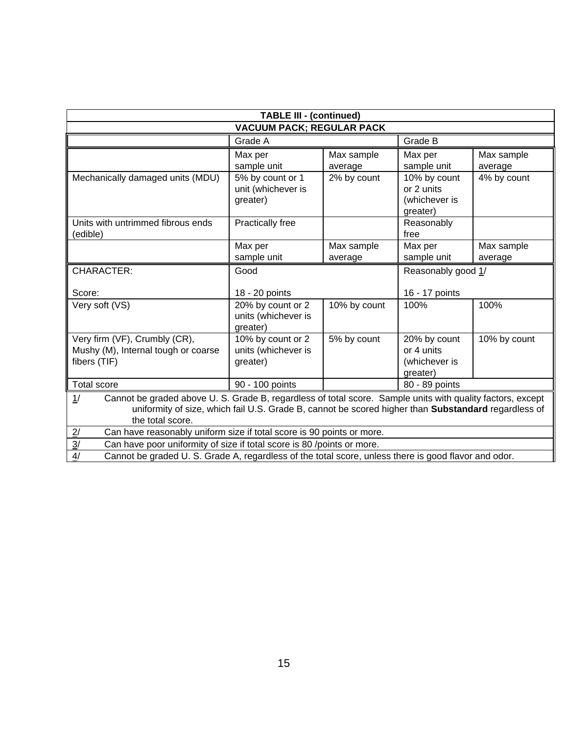| TABLE III - (continued) | | | | |
|---|---|---|---|---|
| **VACUUM PACK; REGULAR PACK** | | | | |
| | Grade A | | Grade B | |
| | Max per sample unit | Max sample average | Max per sample unit | Max sample average |
| Mechanically damaged units (MDU) | 5% by count or 1 unit (whichever is greater) | 2% by count | 10% by count or 2 units (whichever is greater) | 4% by count |
| Units with untrimmed fibrous ends (edible) | Practically free | | Reasonably free | |
| | Max per sample unit | Max sample average | Max per sample unit | Max sample average |
| CHARACTER:<br><br>Score: | Good<br><br>18 - 20 points | | Reasonably good 1/<br><br>16 - 17 points | |
| Very soft (VS) | 20% by count or 2 units (whichever is greater) | 10% by count | 100% | 100% |
| Very firm (VF), Crumbly (CR), Mushy (M), Internal tough or coarse fibers (TIF) | 10% by count or 2 units (whichever is greater) | 5% by count | 20% by count or 4 units (whichever is greater) | 10% by count |
| Total score | 90 - 100 points | | 80 - 89 points | |

1/ Cannot be graded above U. S. Grade B, regardless of total score. Sample units with quality factors, except uniformity of size, which fail U.S. Grade B, cannot be scored higher than **Substandard** regardless of the total score.

2/ Can have reasonably uniform size if total score is 90 points or more.

3/ Can have poor uniformity of size if total score is 80 /points or more.

4/ Cannot be graded U. S. Grade A, regardless of the total score, unless there is good flavor and odor.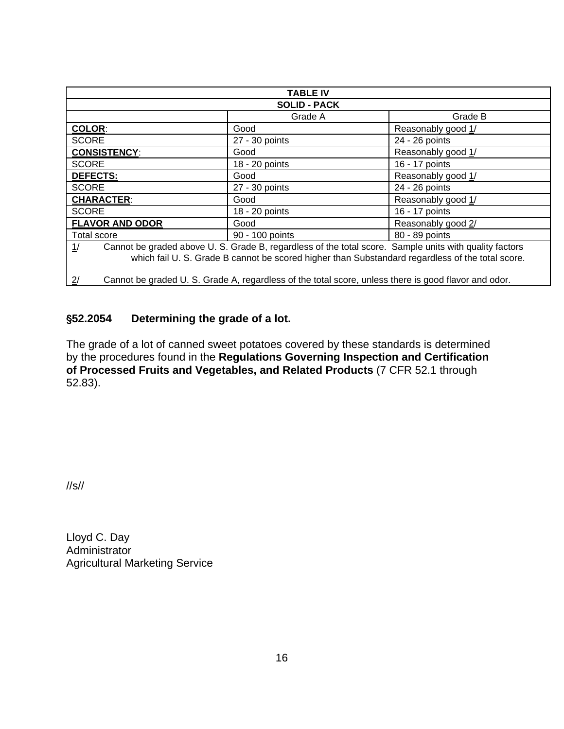| TABLE IV | | |
|---|---|---|
| SOLID - PACK | | |
| | Grade A | Grade B |
| **COLOR**: | Good | Reasonably good 1/ |
| SCORE | 27 - 30 points | 24 - 26 points |
| **CONSISTENCY**: | Good | Reasonably good 1/ |
| SCORE | 18 - 20 points | 16 - 17 points |
| **DEFECTS:** | Good | Reasonably good 1/ |
| SCORE | 27 - 30 points | 24 - 26 points |
| **CHARACTER**: | Good | Reasonably good 1/ |
| SCORE | 18 - 20 points | 16 - 17 points |
| **FLAVOR AND ODOR** | Good | Reasonably good 2/ |
| Total score | 90 - 100 points | 80 - 89 points |

1/ Cannot be graded above U. S. Grade B, regardless of the total score. Sample units with quality factors which fail U. S. Grade B cannot be scored higher than Substandard regardless of the total score.

2/ Cannot be graded U. S. Grade A, regardless of the total score, unless there is good flavor and odor.

### §52.2054 Determining the grade of a lot.

The grade of a lot of canned sweet potatoes covered by these standards is determined by the procedures found in the **Regulations Governing Inspection and Certification of Processed Fruits and Vegetables, and Related Products** (7 CFR 52.1 through 52.83).

//s//

Lloyd C. Day
Administrator
Agricultural Marketing Service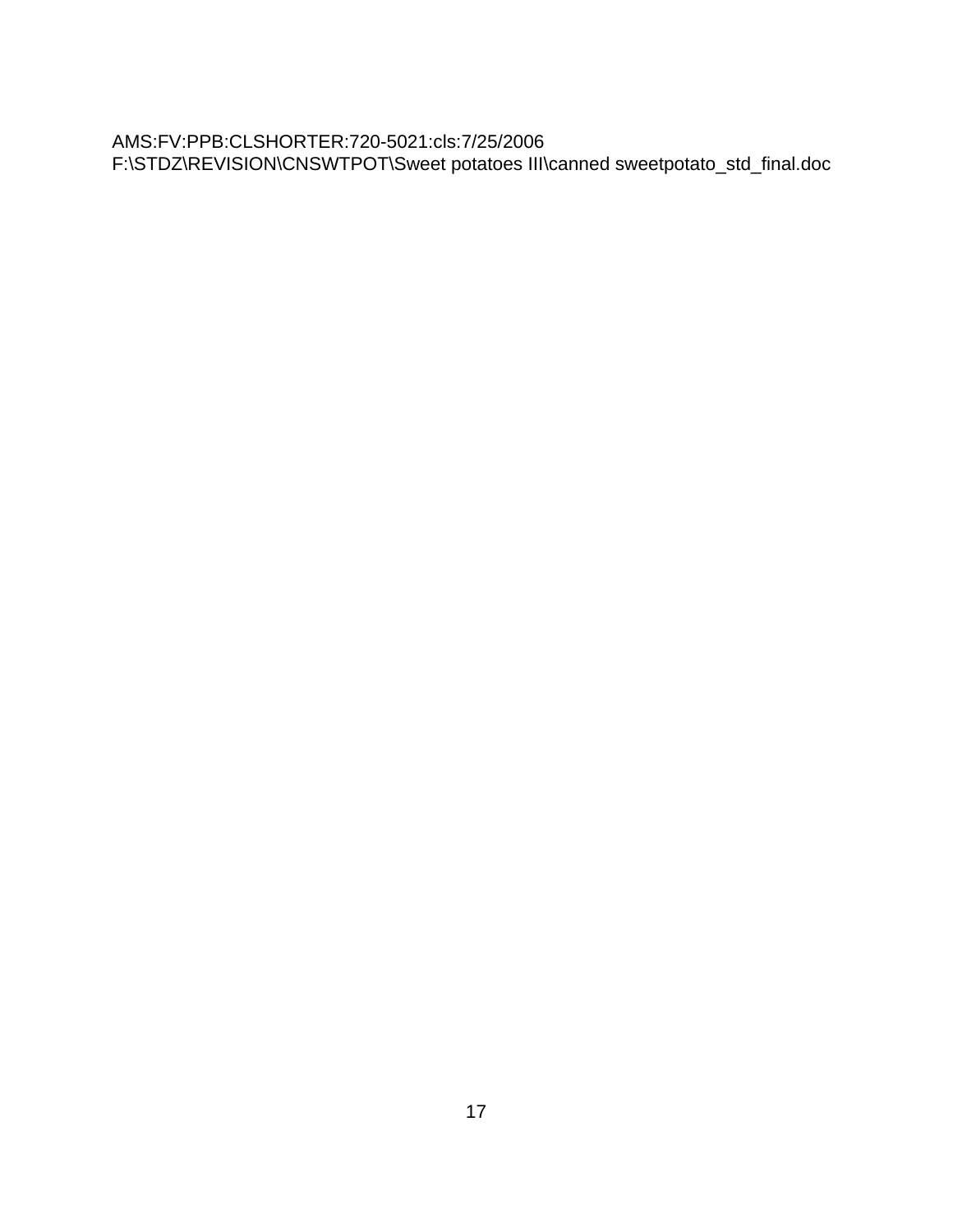AMS:FV:PPB:CLSHORTER:720-5021:cls:7/25/2006
F:\STDZ\REVISION\CNSWTPOT\Sweet potatoes III\canned sweetpotato_std_final.doc